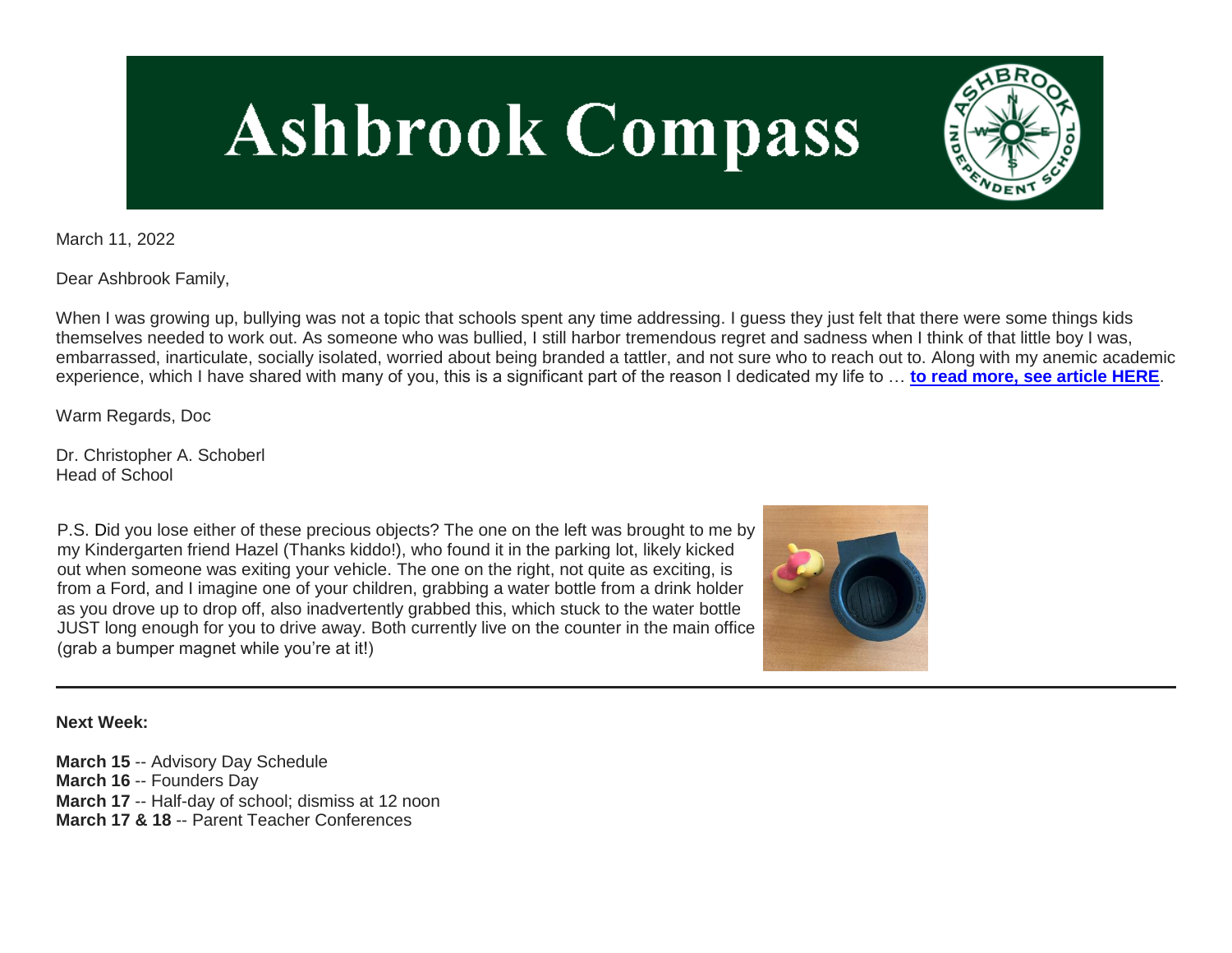# Ashbrook Compass

March 11, 2022

Dear Ashbrook Family,

When I was growing up, bullying was not a topic that schools spent any time addressing. I guess they just felt that there were some things kids themselves needed to work out. As someone who was bullied, I still harbor tremendous regret and sadness when I think of that little boy I was, embarrassed, inarticulate, socially isolated, worried about being branded a tattler, and not sure who to reach out to. Along with my anemic academic experience, which I have shared with many of you, this is a significant part of the reason I dedicated my life to … **to read more, see article HERE**.

Warm Regards, Doc

Dr. Christopher A. Schoberl
Head of School

P.S. Did you lose either of these precious objects? The one on the left was brought to me by my Kindergarten friend Hazel (Thanks kiddo!), who found it in the parking lot, likely kicked out when someone was exiting your vehicle. The one on the right, not quite as exciting, is from a Ford, and I imagine one of your children, grabbing a water bottle from a drink holder as you drove up to drop off, also inadvertently grabbed this, which stuck to the water bottle JUST long enough for you to drive away. Both currently live on the counter in the main office (grab a bumper magnet while you're at it!)

---

**Next Week:**

**March 15** -- Advisory Day Schedule
**March 16** -- Founders Day
**March 17** -- Half-day of school; dismiss at 12 noon
**March 17 & 18** -- Parent Teacher Conferences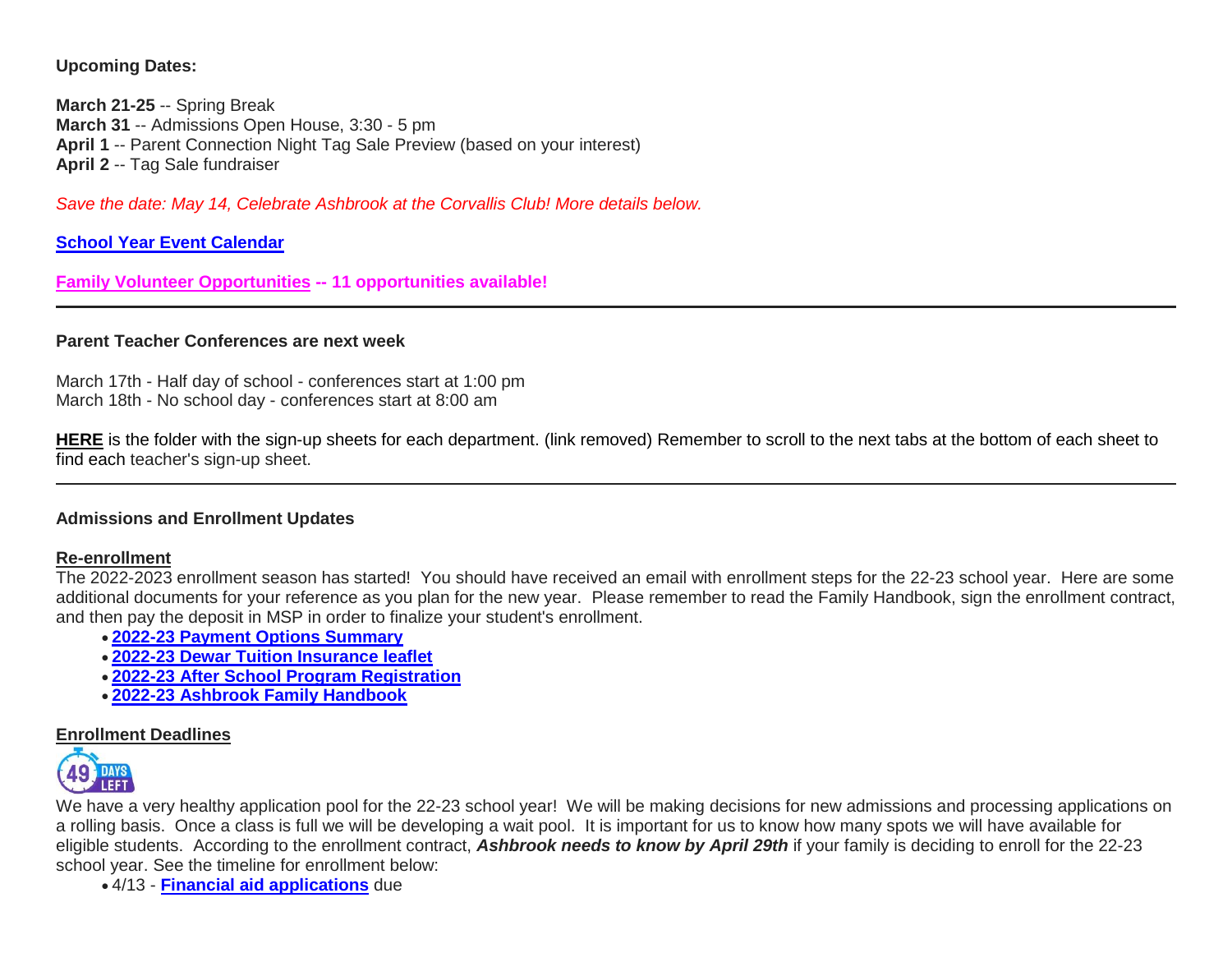**Upcoming Dates:**

**March 21-25** -- Spring Break
**March 31** -- Admissions Open House, 3:30 - 5 pm
**April 1** -- Parent Connection Night Tag Sale Preview (based on your interest)
**April 2** -- Tag Sale fundraiser

*Save the date: May 14, Celebrate Ashbrook at the Corvallis Club! More details below.*

**School Year Event Calendar**

**Family Volunteer Opportunities -- 11 opportunities available!**

---

**Parent Teacher Conferences are next week**

March 17th - Half day of school - conferences start at 1:00 pm
March 18th - No school day - conferences start at 8:00 am

**HERE** is the folder with the sign-up sheets for each department. (link removed) Remember to scroll to the next tabs at the bottom of each sheet to find each teacher's sign-up sheet.

---

**Admissions and Enrollment Updates**

**Re-enrollment**
The 2022-2023 enrollment season has started! You should have received an email with enrollment steps for the 22-23 school year. Here are some additional documents for your reference as you plan for the new year. Please remember to read the Family Handbook, sign the enrollment contract, and then pay the deposit in MSP in order to finalize your student's enrollment.

- **2022-23 Payment Options Summary**
- **2022-23 Dewar Tuition Insurance leaflet**
- **2022-23 After School Program Registration**
- **2022-23 Ashbrook Family Handbook**

**Enrollment Deadlines**

49 DAYS LEFT

We have a very healthy application pool for the 22-23 school year! We will be making decisions for new admissions and processing applications on a rolling basis. Once a class is full we will be developing a wait pool. It is important for us to know how many spots we will have available for eligible students. According to the enrollment contract, ***Ashbrook needs to know by April 29th*** if your family is deciding to enroll for the 22-23 school year. See the timeline for enrollment below:

- 4/13 - **Financial aid applications** due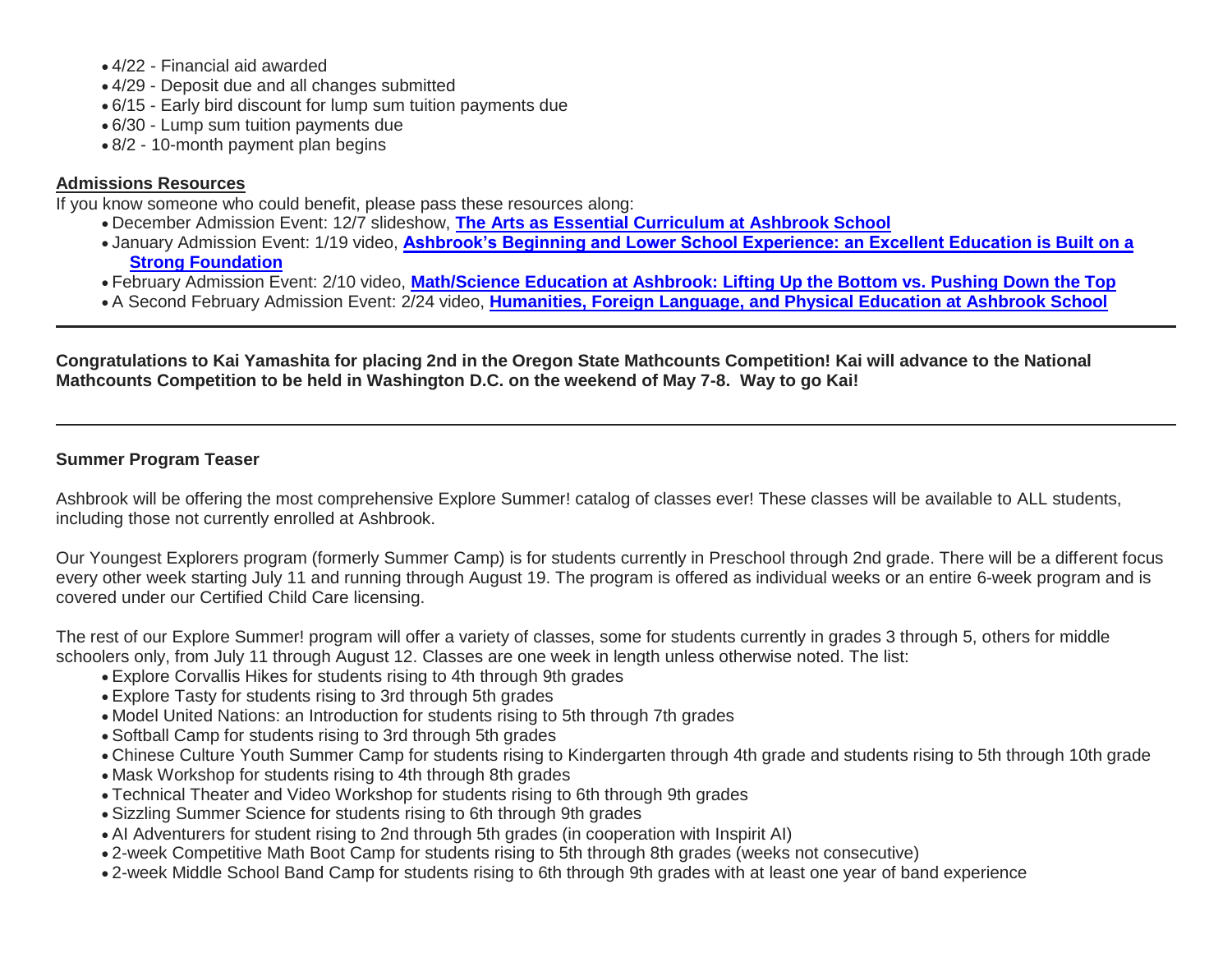- 4/22 - Financial aid awarded
- 4/29 - Deposit due and all changes submitted
- 6/15 - Early bird discount for lump sum tuition payments due
- 6/30 - Lump sum tuition payments due
- 8/2 - 10-month payment plan begins

**Admissions Resources**

If you know someone who could benefit, please pass these resources along:

- December Admission Event: 12/7 slideshow, **The Arts as Essential Curriculum at Ashbrook School**
- January Admission Event: 1/19 video, **Ashbrook's Beginning and Lower School Experience: an Excellent Education is Built on a Strong Foundation**
- February Admission Event: 2/10 video, **Math/Science Education at Ashbrook: Lifting Up the Bottom vs. Pushing Down the Top**
- A Second February Admission Event: 2/24 video, **Humanities, Foreign Language, and Physical Education at Ashbrook School**

---

**Congratulations to Kai Yamashita for placing 2nd in the Oregon State Mathcounts Competition! Kai will advance to the National Mathcounts Competition to be held in Washington D.C. on the weekend of May 7-8. Way to go Kai!**

---

**Summer Program Teaser**

Ashbrook will be offering the most comprehensive Explore Summer! catalog of classes ever! These classes will be available to ALL students, including those not currently enrolled at Ashbrook.

Our Youngest Explorers program (formerly Summer Camp) is for students currently in Preschool through 2nd grade. There will be a different focus every other week starting July 11 and running through August 19. The program is offered as individual weeks or an entire 6-week program and is covered under our Certified Child Care licensing.

The rest of our Explore Summer! program will offer a variety of classes, some for students currently in grades 3 through 5, others for middle schoolers only, from July 11 through August 12. Classes are one week in length unless otherwise noted. The list:

- Explore Corvallis Hikes for students rising to 4th through 9th grades
- Explore Tasty for students rising to 3rd through 5th grades
- Model United Nations: an Introduction for students rising to 5th through 7th grades
- Softball Camp for students rising to 3rd through 5th grades
- Chinese Culture Youth Summer Camp for students rising to Kindergarten through 4th grade and students rising to 5th through 10th grade
- Mask Workshop for students rising to 4th through 8th grades
- Technical Theater and Video Workshop for students rising to 6th through 9th grades
- Sizzling Summer Science for students rising to 6th through 9th grades
- AI Adventurers for student rising to 2nd through 5th grades (in cooperation with Inspirit AI)
- 2-week Competitive Math Boot Camp for students rising to 5th through 8th grades (weeks not consecutive)
- 2-week Middle School Band Camp for students rising to 6th through 9th grades with at least one year of band experience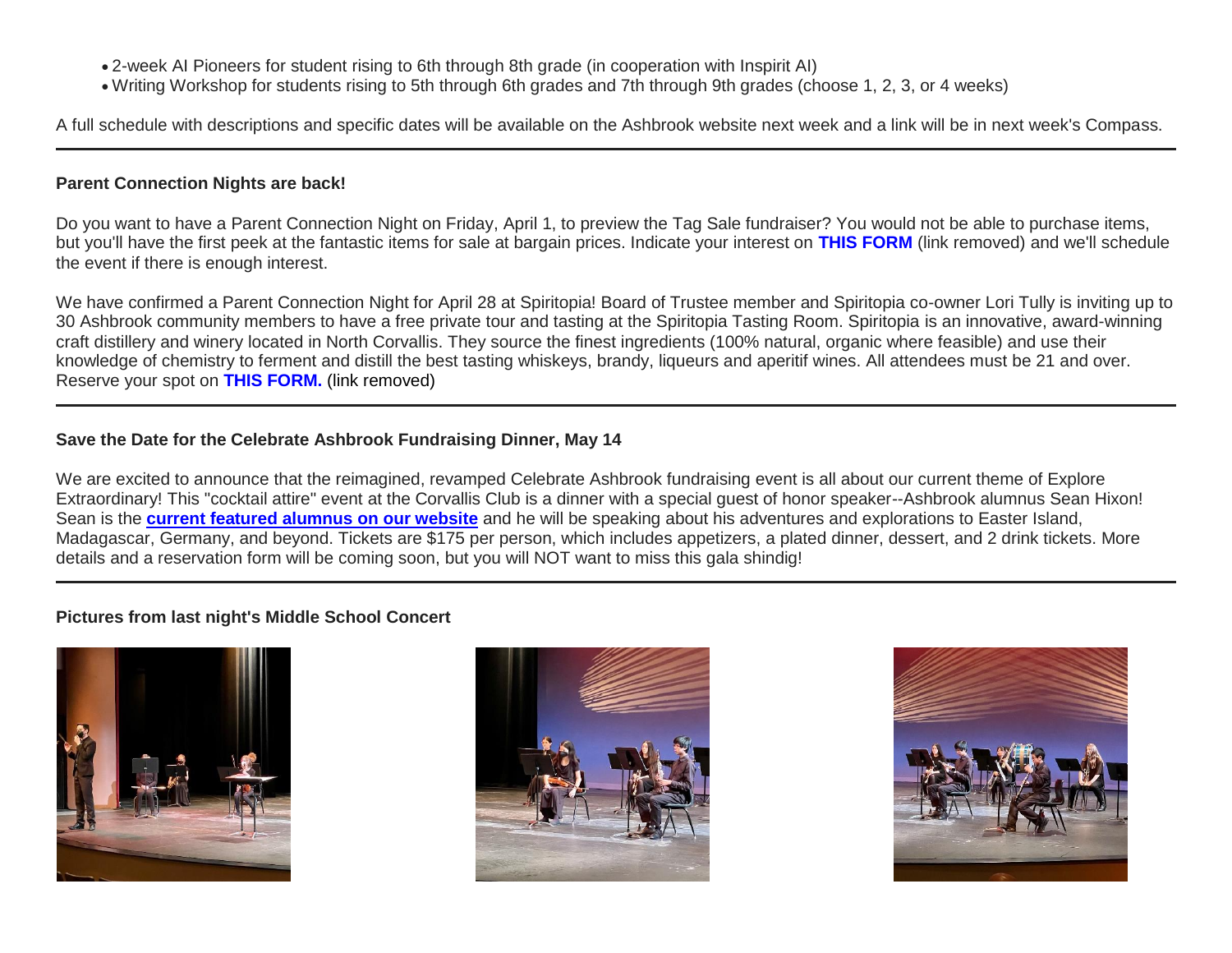- 2-week AI Pioneers for student rising to 6th through 8th grade (in cooperation with Inspirit AI)
- Writing Workshop for students rising to 5th through 6th grades and 7th through 9th grades (choose 1, 2, 3, or 4 weeks)

A full schedule with descriptions and specific dates will be available on the Ashbrook website next week and a link will be in next week's Compass.

---

**Parent Connection Nights are back!**

Do you want to have a Parent Connection Night on Friday, April 1, to preview the Tag Sale fundraiser? You would not be able to purchase items, but you'll have the first peek at the fantastic items for sale at bargain prices. Indicate your interest on **THIS FORM** (link removed) and we'll schedule the event if there is enough interest.

We have confirmed a Parent Connection Night for April 28 at Spiritopia! Board of Trustee member and Spiritopia co-owner Lori Tully is inviting up to 30 Ashbrook community members to have a free private tour and tasting at the Spiritopia Tasting Room. Spiritopia is an innovative, award-winning craft distillery and winery located in North Corvallis. They source the finest ingredients (100% natural, organic where feasible) and use their knowledge of chemistry to ferment and distill the best tasting whiskeys, brandy, liqueurs and aperitif wines. All attendees must be 21 and over. Reserve your spot on **THIS FORM.** (link removed)

---

**Save the Date for the Celebrate Ashbrook Fundraising Dinner, May 14**

We are excited to announce that the reimagined, revamped Celebrate Ashbrook fundraising event is all about our current theme of Explore Extraordinary! This "cocktail attire" event at the Corvallis Club is a dinner with a special guest of honor speaker--Ashbrook alumnus Sean Hixon! Sean is the **current featured alumnus on our website** and he will be speaking about his adventures and explorations to Easter Island, Madagascar, Germany, and beyond. Tickets are $175 per person, which includes appetizers, a plated dinner, dessert, and 2 drink tickets. More details and a reservation form will be coming soon, but you will NOT want to miss this gala shindig!

---

**Pictures from last night's Middle School Concert**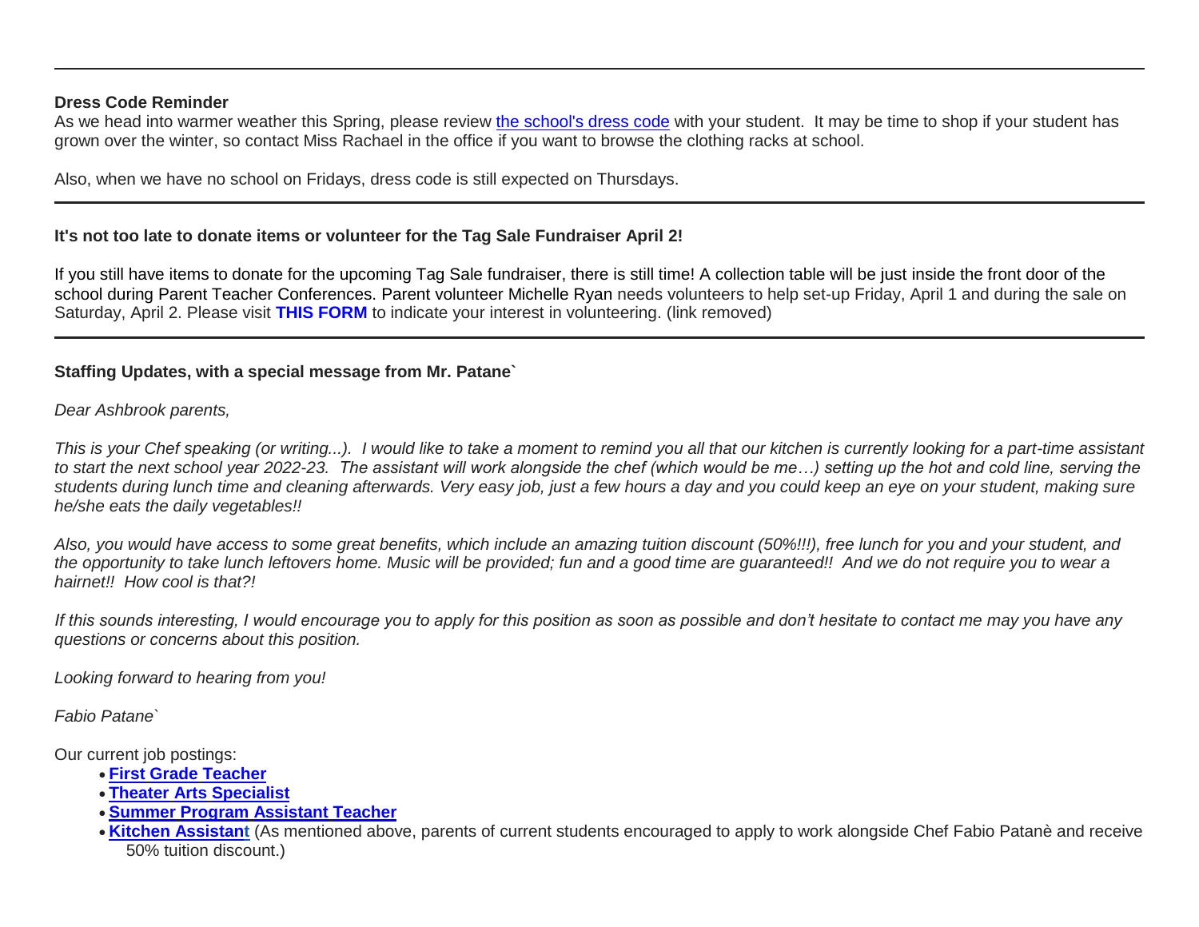---

**Dress Code Reminder**

As we head into warmer weather this Spring, please review [the school's dress code] with your student.  It may be time to shop if your student has grown over the winter, so contact Miss Rachael in the office if you want to browse the clothing racks at school.

Also, when we have no school on Fridays, dress code is still expected on Thursdays.

---

**It's not too late to donate items or volunteer for the Tag Sale Fundraiser April 2!**

If you still have items to donate for the upcoming Tag Sale fundraiser, there is still time! A collection table will be just inside the front door of the school during Parent Teacher Conferences. Parent volunteer Michelle Ryan needs volunteers to help set-up Friday, April 1 and during the sale on Saturday, April 2. Please visit **THIS FORM** to indicate your interest in volunteering. (link removed)

---

**Staffing Updates, with a special message from Mr. Patane`**

*Dear Ashbrook parents,*

*This is your Chef speaking (or writing...).  I would like to take a moment to remind you all that our kitchen is currently looking for a part-time assistant to start the next school year 2022-23.  The assistant will work alongside the chef (which would be me…) setting up the hot and cold line, serving the students during lunch time and cleaning afterwards. Very easy job, just a few hours a day and you could keep an eye on your student, making sure he/she eats the daily vegetables!!*

*Also, you would have access to some great benefits, which include an amazing tuition discount (50%!!!), free lunch for you and your student, and the opportunity to take lunch leftovers home. Music will be provided; fun and a good time are guaranteed!!  And we do not require you to wear a hairnet!!  How cool is that?!*

*If this sounds interesting, I would encourage you to apply for this position as soon as possible and don't hesitate to contact me may you have any questions or concerns about this position.*

*Looking forward to hearing from you!*

*Fabio Patane`*

Our current job postings:

- **First Grade Teacher**
- **Theater Arts Specialist**
- **Summer Program Assistant Teacher**
- **Kitchen Assistant** (As mentioned above, parents of current students encouraged to apply to work alongside Chef Fabio Patanè and receive 50% tuition discount.)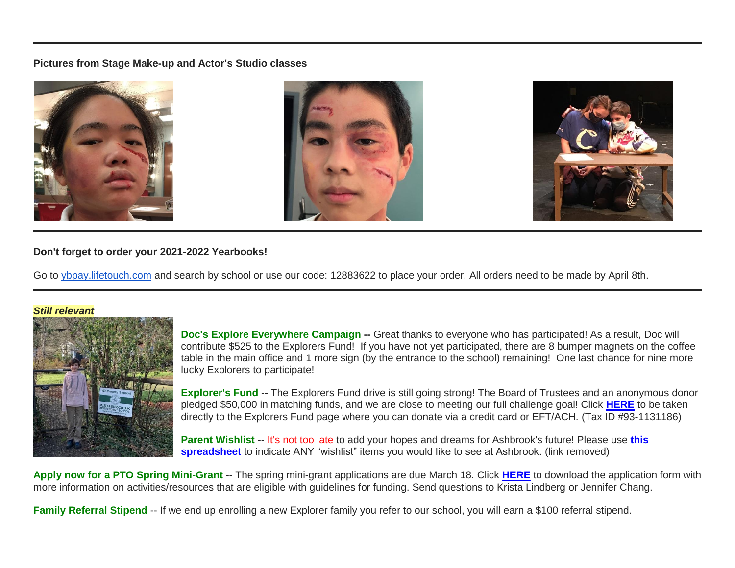**Pictures from Stage Make-up and Actor's Studio classes**

---

**Don't forget to order your 2021-2022 Yearbooks!**

Go to [ybpay.lifetouch.com](ybpay.lifetouch.com) and search by school or use our code: 12883622 to place your order. All orders need to be made by April 8th.

---

***Still relevant***

**Doc's Explore Everywhere Campaign --** Great thanks to everyone who has participated! As a result, Doc will contribute $525 to the Explorers Fund! If you have not yet participated, there are 8 bumper magnets on the coffee table in the main office and 1 more sign (by the entrance to the school) remaining! One last chance for nine more lucky Explorers to participate!

**Explorer's Fund** -- The Explorers Fund drive is still going strong! The Board of Trustees and an anonymous donor pledged $50,000 in matching funds, and we are close to meeting our full challenge goal! Click **HERE** to be taken directly to the Explorers Fund page where you can donate via a credit card or EFT/ACH. (Tax ID #93-1131186)

**Parent Wishlist** -- It's not too late to add your hopes and dreams for Ashbrook's future! Please use **this spreadsheet** to indicate ANY "wishlist" items you would like to see at Ashbrook. (link removed)

**Apply now for a PTO Spring Mini-Grant** -- The spring mini-grant applications are due March 18. Click **HERE** to download the application form with more information on activities/resources that are eligible with guidelines for funding. Send questions to Krista Lindberg or Jennifer Chang.

**Family Referral Stipend** -- If we end up enrolling a new Explorer family you refer to our school, you will earn a $100 referral stipend.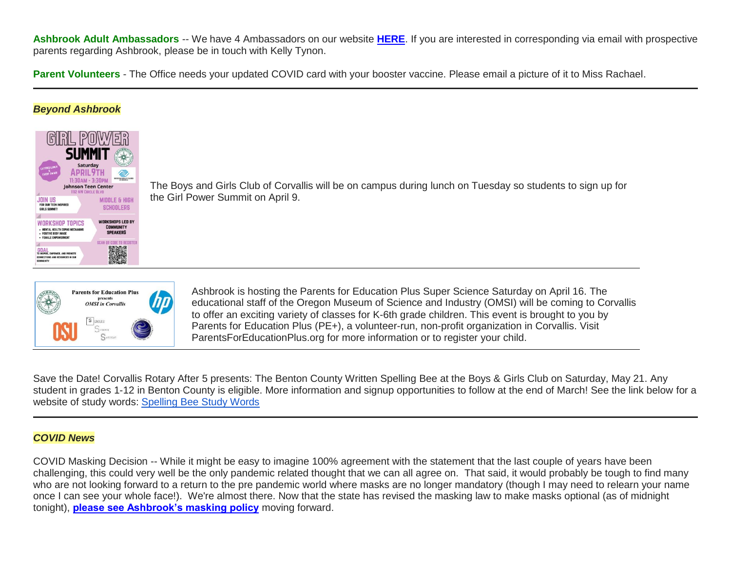**Ashbrook Adult Ambassadors** -- We have 4 Ambassadors on our website **HERE**. If you are interested in corresponding via email with prospective parents regarding Ashbrook, please be in touch with Kelly Tynon.

**Parent Volunteers** - The Office needs your updated COVID card with your booster vaccine. Please email a picture of it to Miss Rachael.

---

***Beyond Ashbrook***

The Boys and Girls Club of Corvallis will be on campus during lunch on Tuesday so students to sign up for the Girl Power Summit on April 9.

---

Ashbrook is hosting the Parents for Education Plus Super Science Saturday on April 16. The educational staff of the Oregon Museum of Science and Industry (OMSI) will be coming to Corvallis to offer an exciting variety of classes for K-6th grade children. This event is brought to you by Parents for Education Plus (PE+), a volunteer-run, non-profit organization in Corvallis. Visit ParentsForEducationPlus.org for more information or to register your child.

---

Save the Date! Corvallis Rotary After 5 presents: The Benton County Written Spelling Bee at the Boys & Girls Club on Saturday, May 21. Any student in grades 1-12 in Benton County is eligible. More information and signup opportunities to follow at the end of March! See the link below for a website of study words: Spelling Bee Study Words

---

***COVID News***

COVID Masking Decision -- While it might be easy to imagine 100% agreement with the statement that the last couple of years have been challenging, this could very well be the only pandemic related thought that we can all agree on. That said, it would probably be tough to find many who are not looking forward to a return to the pre pandemic world where masks are no longer mandatory (though I may need to relearn your name once I can see your whole face!). We're almost there. Now that the state has revised the masking law to make masks optional (as of midnight tonight), **please see Ashbrook's masking policy** moving forward.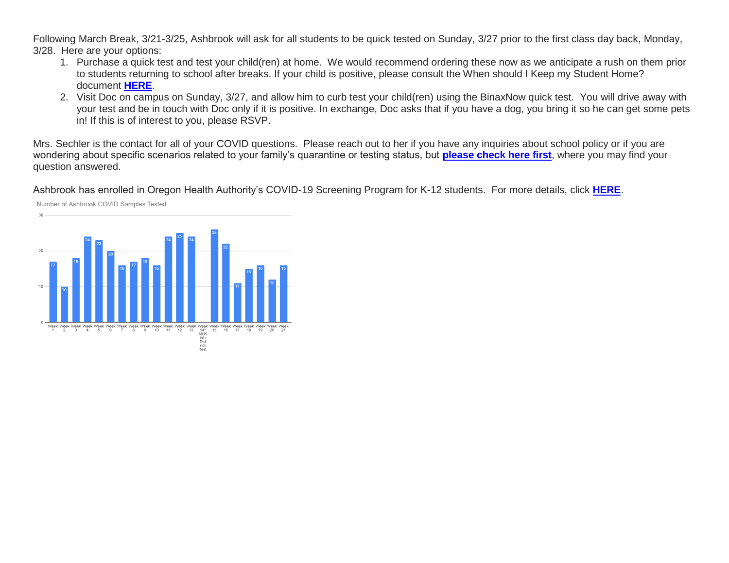Following March Break, 3/21-3/25, Ashbrook will ask for all students to be quick tested on Sunday, 3/27 prior to the first class day back, Monday, 3/28. Here are your options:

1. Purchase a quick test and test your child(ren) at home. We would recommend ordering these now as we anticipate a rush on them prior to students returning to school after breaks. If your child is positive, please consult the When should I Keep my Student Home? document **HERE**.
2. Visit Doc on campus on Sunday, 3/27, and allow him to curb test your child(ren) using the BinaxNow quick test. You will drive away with your test and be in touch with Doc only if it is positive. In exchange, Doc asks that if you have a dog, you bring it so he can get some pets in! If this is of interest to you, please RSVP.

Mrs. Sechler is the contact for all of your COVID questions. Please reach out to her if you have any inquiries about school policy or if you are wondering about specific scenarios related to your family's quarantine or testing status, but **please check here first**, where you may find your question answered.

Ashbrook has enrolled in Oregon Health Authority's COVID-19 Screening Program for K-12 students. For more details, click **HERE**.

Number of Ashbrook COVID Samples Tested

30
20
10
0

17 10 18 24 23 20 16 17 18 16 24 25 24 26 22 11 15 16 12 16

Week 1 Week 2 Week 3 Week 4 Week 5 Week 6 Week 7 Week 8 Week 9 Week 10 Week 11 Week 12 Week 13 Week 14* MLK We Did not Test Week 15 Week 16 Week 17 Week 18 Week 19 Week 20 Week 21